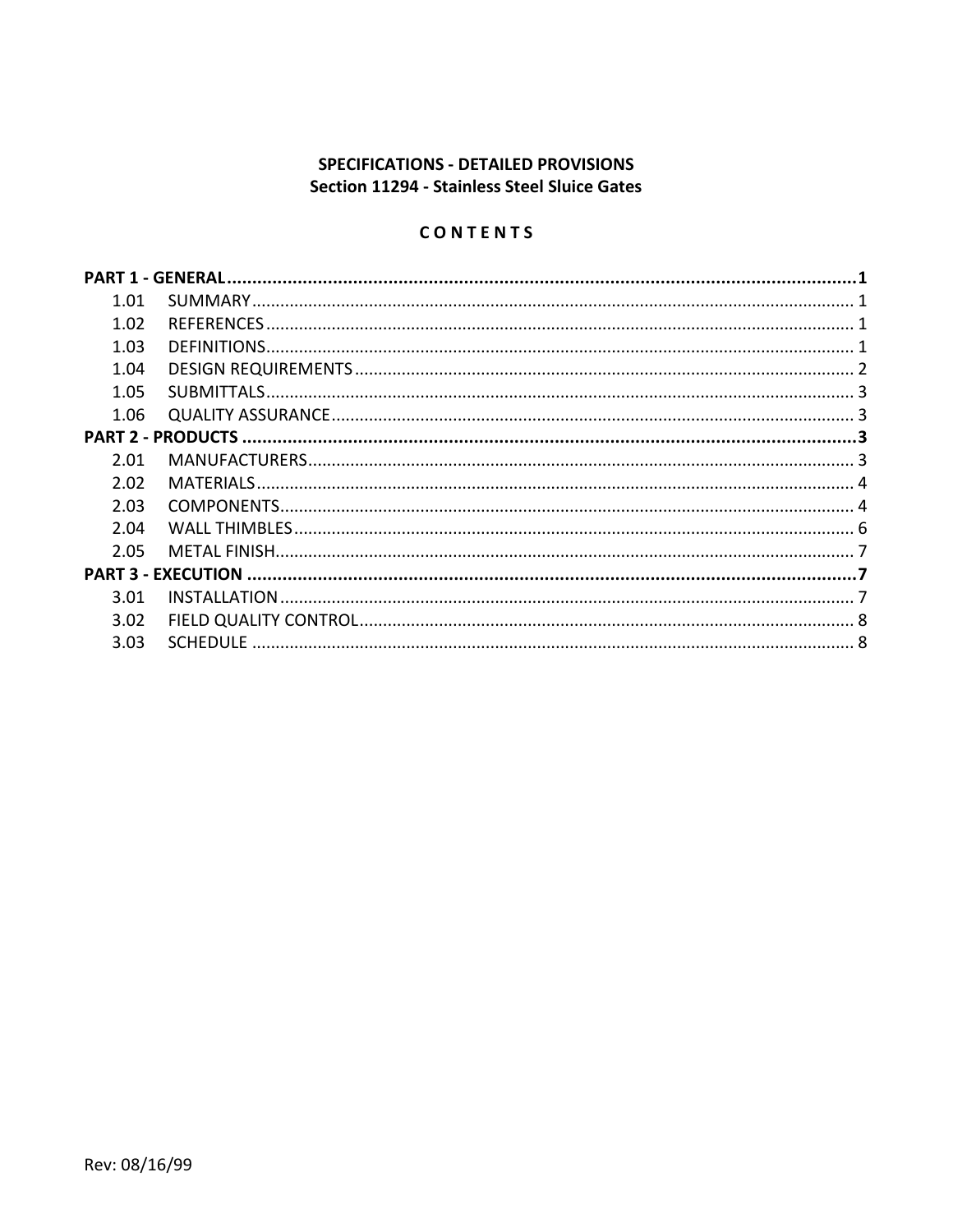**SPECIFICATIONS - DETAILED PROVISIONS**
**Section 11294 - Stainless Steel Sluice Gates**

**C O N T E N T S**

| | | |
|---|---|---|
| **PART 1 - GENERAL** | | **1** |
| 1.01 | SUMMARY | 1 |
| 1.02 | REFERENCES | 1 |
| 1.03 | DEFINITIONS | 1 |
| 1.04 | DESIGN REQUIREMENTS | 2 |
| 1.05 | SUBMITTALS | 3 |
| 1.06 | QUALITY ASSURANCE | 3 |
| **PART 2 - PRODUCTS** | | **3** |
| 2.01 | MANUFACTURERS | 3 |
| 2.02 | MATERIALS | 4 |
| 2.03 | COMPONENTS | 4 |
| 2.04 | WALL THIMBLES | 6 |
| 2.05 | METAL FINISH | 7 |
| **PART 3 - EXECUTION** | | **7** |
| 3.01 | INSTALLATION | 7 |
| 3.02 | FIELD QUALITY CONTROL | 8 |
| 3.03 | SCHEDULE | 8 |

Rev: 08/16/99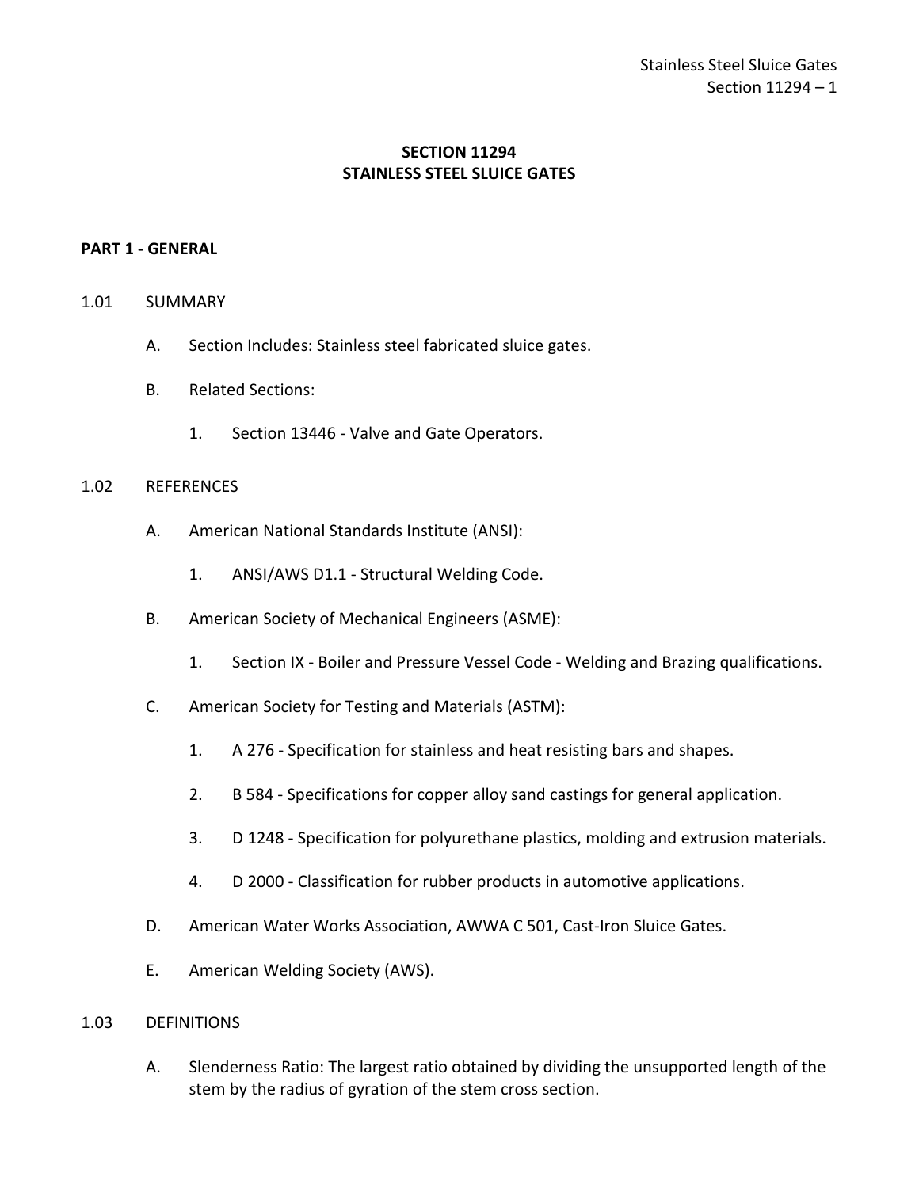# SECTION 11294
# STAINLESS STEEL SLUICE GATES

## PART 1 - GENERAL

1.01 SUMMARY

A. Section Includes: Stainless steel fabricated sluice gates.

B. Related Sections:

1. Section 13446 - Valve and Gate Operators.

1.02 REFERENCES

A. American National Standards Institute (ANSI):

1. ANSI/AWS D1.1 - Structural Welding Code.

B. American Society of Mechanical Engineers (ASME):

1. Section IX - Boiler and Pressure Vessel Code - Welding and Brazing qualifications.

C. American Society for Testing and Materials (ASTM):

1. A 276 - Specification for stainless and heat resisting bars and shapes.

2. B 584 - Specifications for copper alloy sand castings for general application.

3. D 1248 - Specification for polyurethane plastics, molding and extrusion materials.

4. D 2000 - Classification for rubber products in automotive applications.

D. American Water Works Association, AWWA C 501, Cast-Iron Sluice Gates.

E. American Welding Society (AWS).

1.03 DEFINITIONS

A. Slenderness Ratio: The largest ratio obtained by dividing the unsupported length of the stem by the radius of gyration of the stem cross section.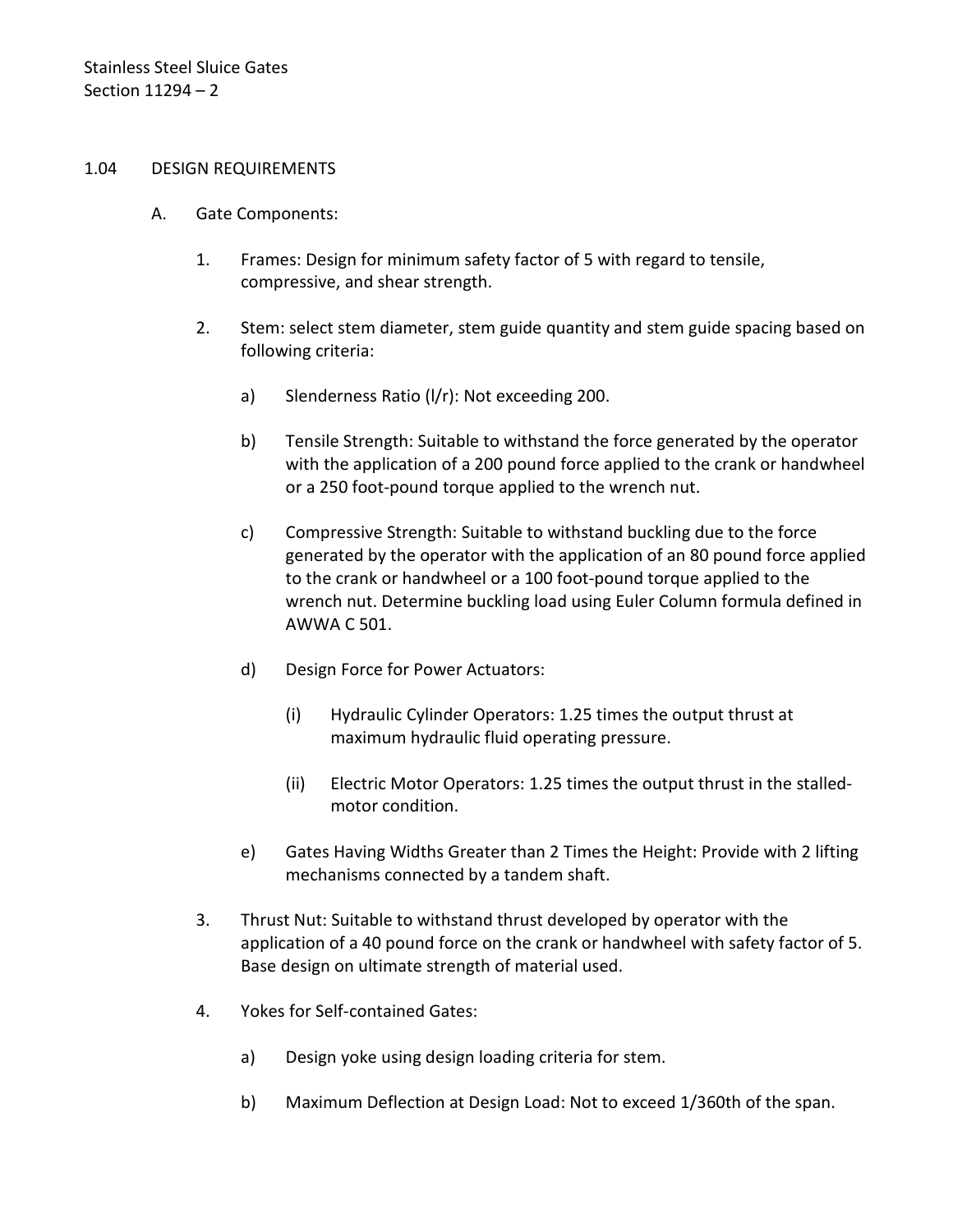## 1.04 DESIGN REQUIREMENTS

A. Gate Components:

1. Frames: Design for minimum safety factor of 5 with regard to tensile, compressive, and shear strength.

2. Stem: select stem diameter, stem guide quantity and stem guide spacing based on following criteria:

   a) Slenderness Ratio (l/r): Not exceeding 200.

   b) Tensile Strength: Suitable to withstand the force generated by the operator with the application of a 200 pound force applied to the crank or handwheel or a 250 foot-pound torque applied to the wrench nut.

   c) Compressive Strength: Suitable to withstand buckling due to the force generated by the operator with the application of an 80 pound force applied to the crank or handwheel or a 100 foot-pound torque applied to the wrench nut. Determine buckling load using Euler Column formula defined in AWWA C 501.

   d) Design Force for Power Actuators:

      (i) Hydraulic Cylinder Operators: 1.25 times the output thrust at maximum hydraulic fluid operating pressure.

      (ii) Electric Motor Operators: 1.25 times the output thrust in the stalled-motor condition.

   e) Gates Having Widths Greater than 2 Times the Height: Provide with 2 lifting mechanisms connected by a tandem shaft.

3. Thrust Nut: Suitable to withstand thrust developed by operator with the application of a 40 pound force on the crank or handwheel with safety factor of 5. Base design on ultimate strength of material used.

4. Yokes for Self-contained Gates:

   a) Design yoke using design loading criteria for stem.

   b) Maximum Deflection at Design Load: Not to exceed 1/360th of the span.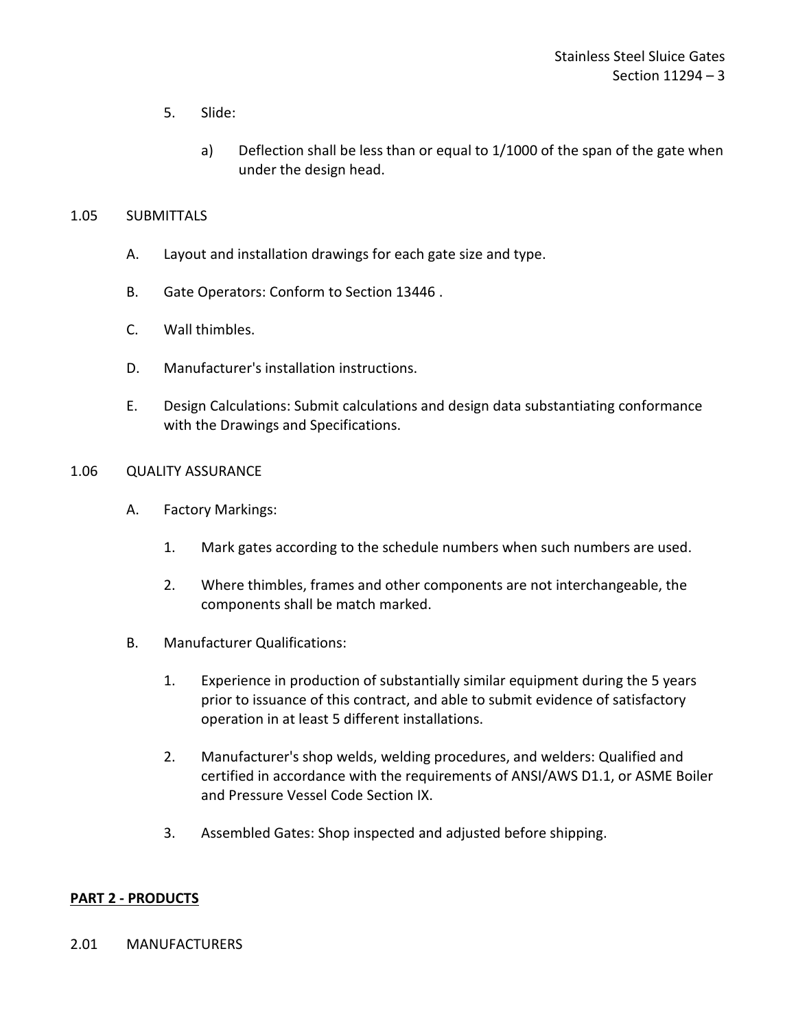5. Slide:

   a) Deflection shall be less than or equal to 1/1000 of the span of the gate when under the design head.

## 1.05 SUBMITTALS

A. Layout and installation drawings for each gate size and type.

B. Gate Operators: Conform to Section 13446 .

C. Wall thimbles.

D. Manufacturer's installation instructions.

E. Design Calculations: Submit calculations and design data substantiating conformance with the Drawings and Specifications.

## 1.06 QUALITY ASSURANCE

A. Factory Markings:

   1. Mark gates according to the schedule numbers when such numbers are used.

   2. Where thimbles, frames and other components are not interchangeable, the components shall be match marked.

B. Manufacturer Qualifications:

   1. Experience in production of substantially similar equipment during the 5 years prior to issuance of this contract, and able to submit evidence of satisfactory operation in at least 5 different installations.

   2. Manufacturer's shop welds, welding procedures, and welders: Qualified and certified in accordance with the requirements of ANSI/AWS D1.1, or ASME Boiler and Pressure Vessel Code Section IX.

   3. Assembled Gates: Shop inspected and adjusted before shipping.

# PART 2 - PRODUCTS

## 2.01 MANUFACTURERS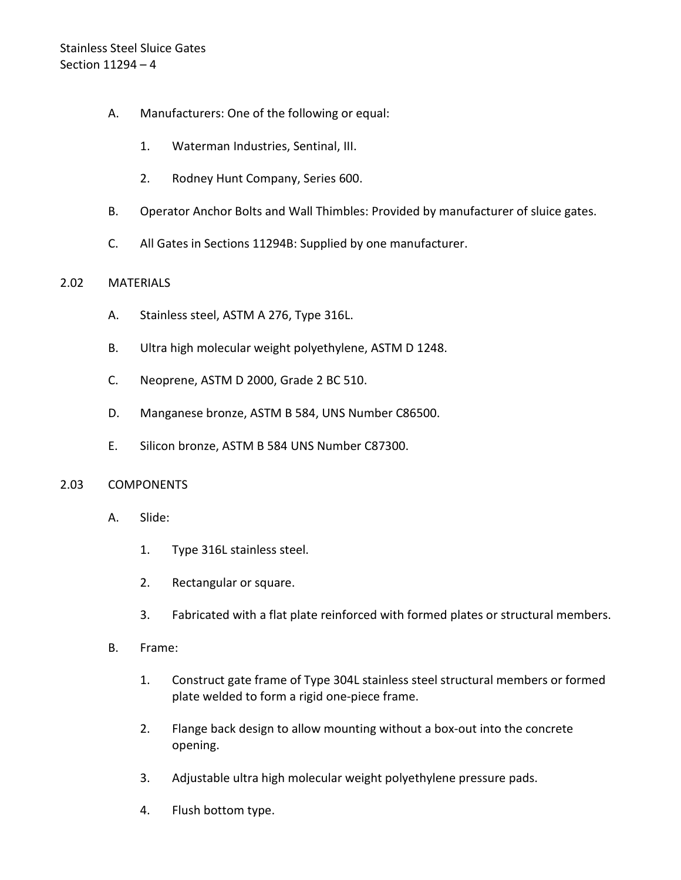A. Manufacturers: One of the following or equal:

   1. Waterman Industries, Sentinal, III.

   2. Rodney Hunt Company, Series 600.

B. Operator Anchor Bolts and Wall Thimbles: Provided by manufacturer of sluice gates.

C. All Gates in Sections 11294B: Supplied by one manufacturer.

## 2.02 MATERIALS

A. Stainless steel, ASTM A 276, Type 316L.

B. Ultra high molecular weight polyethylene, ASTM D 1248.

C. Neoprene, ASTM D 2000, Grade 2 BC 510.

D. Manganese bronze, ASTM B 584, UNS Number C86500.

E. Silicon bronze, ASTM B 584 UNS Number C87300.

## 2.03 COMPONENTS

A. Slide:

   1. Type 316L stainless steel.

   2. Rectangular or square.

   3. Fabricated with a flat plate reinforced with formed plates or structural members.

B. Frame:

   1. Construct gate frame of Type 304L stainless steel structural members or formed plate welded to form a rigid one-piece frame.

   2. Flange back design to allow mounting without a box-out into the concrete opening.

   3. Adjustable ultra high molecular weight polyethylene pressure pads.

   4. Flush bottom type.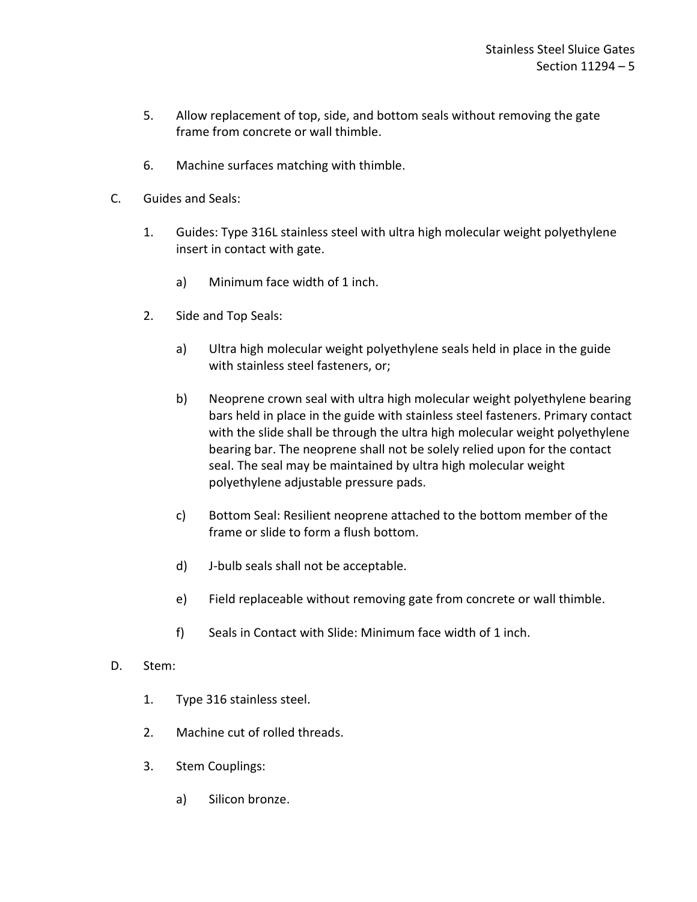5. Allow replacement of top, side, and bottom seals without removing the gate frame from concrete or wall thimble.

6. Machine surfaces matching with thimble.

C. Guides and Seals:

1. Guides: Type 316L stainless steel with ultra high molecular weight polyethylene insert in contact with gate.

    a) Minimum face width of 1 inch.

2. Side and Top Seals:

    a) Ultra high molecular weight polyethylene seals held in place in the guide with stainless steel fasteners, or;

    b) Neoprene crown seal with ultra high molecular weight polyethylene bearing bars held in place in the guide with stainless steel fasteners. Primary contact with the slide shall be through the ultra high molecular weight polyethylene bearing bar. The neoprene shall not be solely relied upon for the contact seal. The seal may be maintained by ultra high molecular weight polyethylene adjustable pressure pads.

    c) Bottom Seal: Resilient neoprene attached to the bottom member of the frame or slide to form a flush bottom.

    d) J-bulb seals shall not be acceptable.

    e) Field replaceable without removing gate from concrete or wall thimble.

    f) Seals in Contact with Slide: Minimum face width of 1 inch.

D. Stem:

1. Type 316 stainless steel.

2. Machine cut of rolled threads.

3. Stem Couplings:

    a) Silicon bronze.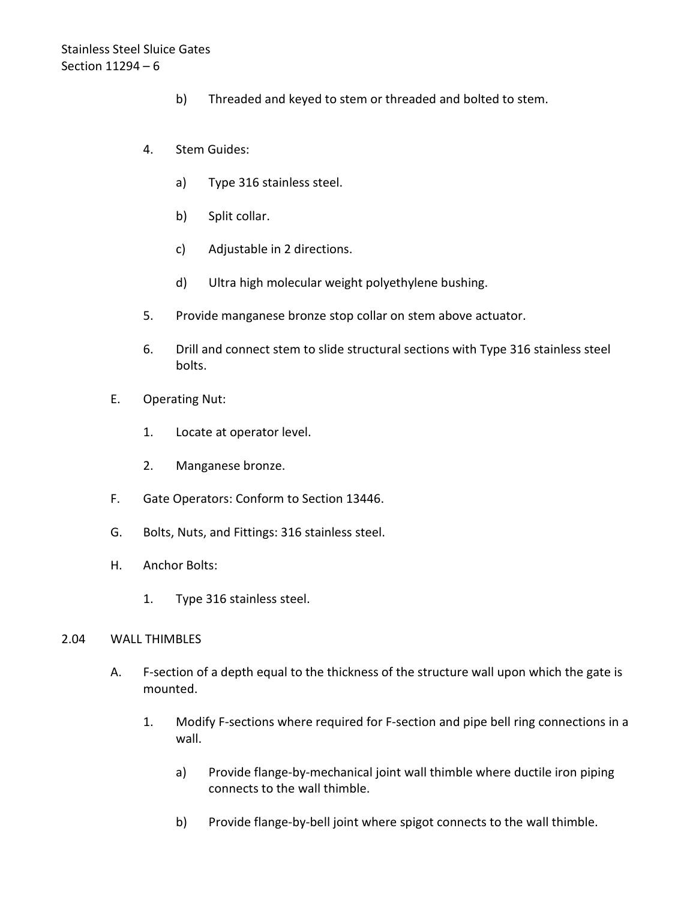b) Threaded and keyed to stem or threaded and bolted to stem.

4. Stem Guides:

   a) Type 316 stainless steel.

   b) Split collar.

   c) Adjustable in 2 directions.

   d) Ultra high molecular weight polyethylene bushing.

5. Provide manganese bronze stop collar on stem above actuator.

6. Drill and connect stem to slide structural sections with Type 316 stainless steel bolts.

E. Operating Nut:

   1. Locate at operator level.

   2. Manganese bronze.

F. Gate Operators: Conform to Section 13446.

G. Bolts, Nuts, and Fittings: 316 stainless steel.

H. Anchor Bolts:

   1. Type 316 stainless steel.

## 2.04 WALL THIMBLES

A. F-section of a depth equal to the thickness of the structure wall upon which the gate is mounted.

   1. Modify F-sections where required for F-section and pipe bell ring connections in a wall.

      a) Provide flange-by-mechanical joint wall thimble where ductile iron piping connects to the wall thimble.

      b) Provide flange-by-bell joint where spigot connects to the wall thimble.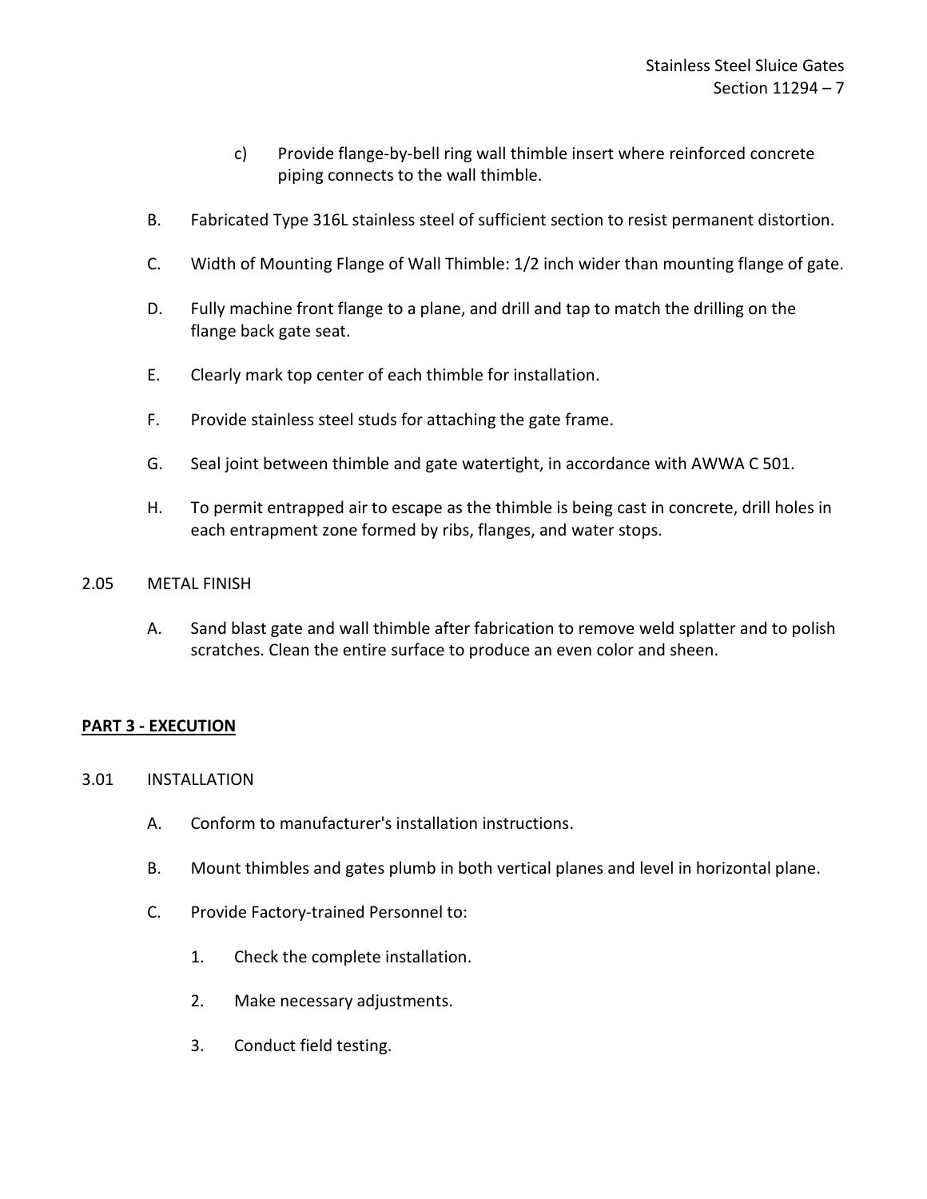c) Provide flange-by-bell ring wall thimble insert where reinforced concrete piping connects to the wall thimble.

B. Fabricated Type 316L stainless steel of sufficient section to resist permanent distortion.

C. Width of Mounting Flange of Wall Thimble: 1/2 inch wider than mounting flange of gate.

D. Fully machine front flange to a plane, and drill and tap to match the drilling on the flange back gate seat.

E. Clearly mark top center of each thimble for installation.

F. Provide stainless steel studs for attaching the gate frame.

G. Seal joint between thimble and gate watertight, in accordance with AWWA C 501.

H. To permit entrapped air to escape as the thimble is being cast in concrete, drill holes in each entrapment zone formed by ribs, flanges, and water stops.

2.05 METAL FINISH

A. Sand blast gate and wall thimble after fabrication to remove weld splatter and to polish scratches. Clean the entire surface to produce an even color and sheen.

## **PART 3 - EXECUTION**

3.01 INSTALLATION

A. Conform to manufacturer's installation instructions.

B. Mount thimbles and gates plumb in both vertical planes and level in horizontal plane.

C. Provide Factory-trained Personnel to:

1. Check the complete installation.

2. Make necessary adjustments.

3. Conduct field testing.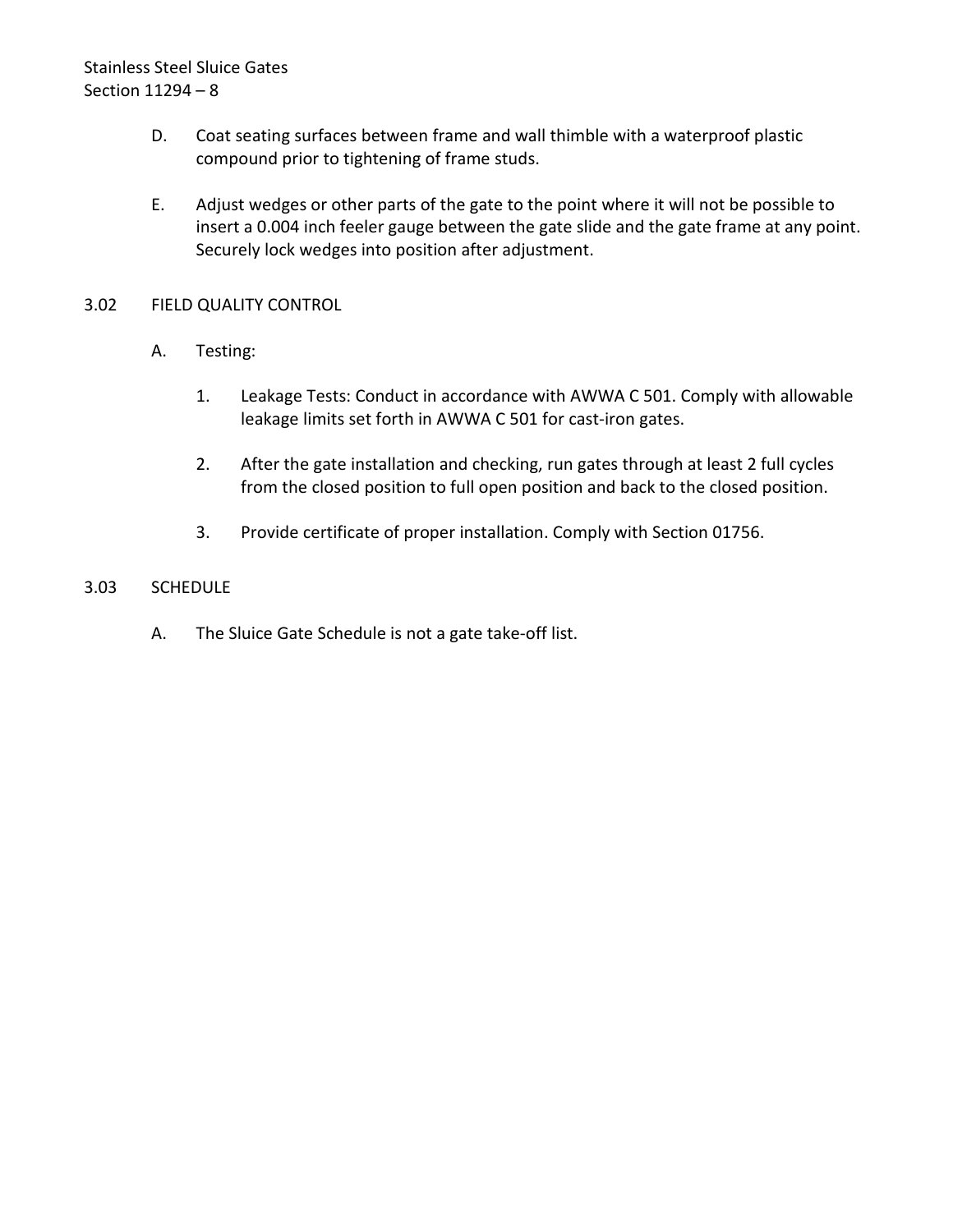D. Coat seating surfaces between frame and wall thimble with a waterproof plastic compound prior to tightening of frame studs.

E. Adjust wedges or other parts of the gate to the point where it will not be possible to insert a 0.004 inch feeler gauge between the gate slide and the gate frame at any point. Securely lock wedges into position after adjustment.

## 3.02 FIELD QUALITY CONTROL

A. Testing:

1. Leakage Tests: Conduct in accordance with AWWA C 501. Comply with allowable leakage limits set forth in AWWA C 501 for cast-iron gates.

2. After the gate installation and checking, run gates through at least 2 full cycles from the closed position to full open position and back to the closed position.

3. Provide certificate of proper installation. Comply with Section 01756.

## 3.03 SCHEDULE

A. The Sluice Gate Schedule is not a gate take-off list.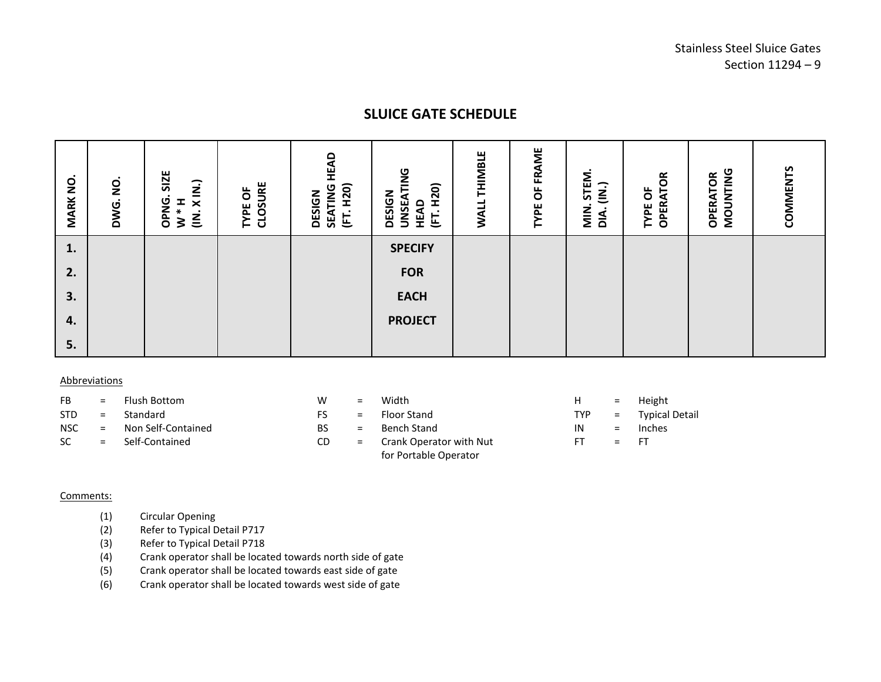## SLUICE GATE SCHEDULE

| MARK NO. | DWG. NO. | OPNG. SIZE W * H (IN. X IN.) | TYPE OF CLOSURE | DESIGN SEATING HEAD (FT. H20) | DESIGN UNSEATING HEAD (FT. H20) | WALL THIMBLE | TYPE OF FRAME | MIN. STEM. DIA. (IN.) | TYPE OF OPERATOR | OPERATOR MOUNTING | COMMENTS |
|---|---|---|---|---|---|---|---|---|---|---|---|
| 1. | | | | | SPECIFY | | | | | | |
| 2. | | | | | FOR | | | | | | |
| 3. | | | | | EACH | | | | | | |
| 4. | | | | | PROJECT | | | | | | |
| 5. | | | | | | | | | | | |

Abbreviations

| | | | | | | | | |
|---|---|---|---|---|---|---|---|---|
| FB | = | Flush Bottom | W | = | Width | H | = | Height |
| STD | = | Standard | FS | = | Floor Stand | TYP | = | Typical Detail |
| NSC | = | Non Self-Contained | BS | = | Bench Stand | IN | = | Inches |
| SC | = | Self-Contained | CD | = | Crank Operator with Nut for Portable Operator | FT | = | FT |

Comments:

(1) Circular Opening
(2) Refer to Typical Detail P717
(3) Refer to Typical Detail P718
(4) Crank operator shall be located towards north side of gate
(5) Crank operator shall be located towards east side of gate
(6) Crank operator shall be located towards west side of gate